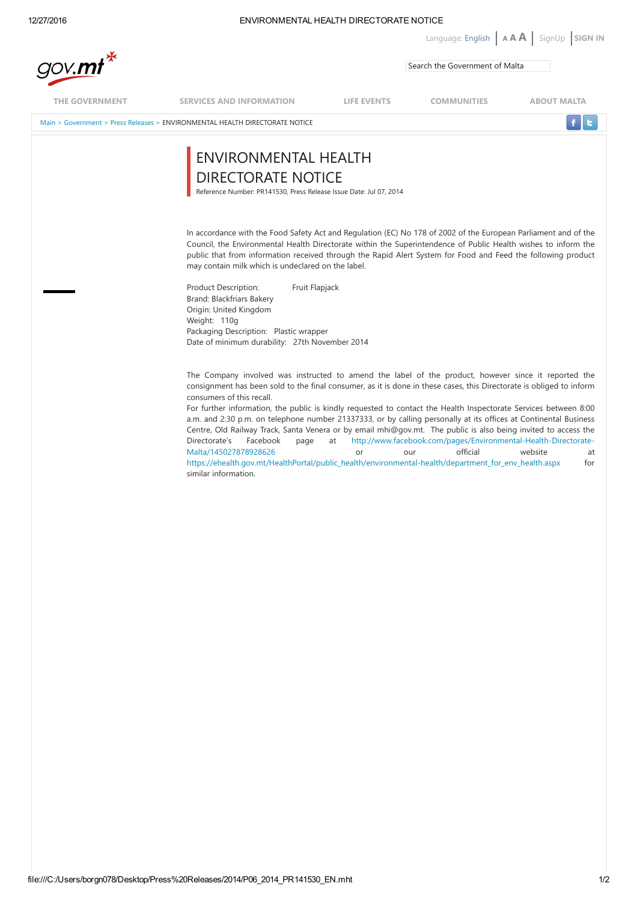# ENVIRONMENTAL HEALTH DIRECTORATE NOTICE

Reference Number: PR141530, Press Release Issue Date: Jul 07, 2014

In accordance with the Food Safety Act and Regulation (EC) No 178 of 2002 of the European Parliament and of the Council, the Environmental Health Directorate within the Superintendence of Public Health wishes to inform the public that from information received through the Rapid Alert System for Food and Feed the following product may contain milk which is undeclared on the label.

Product Description: Fruit Flapjack
Brand: Blackfriars Bakery
Origin: United Kingdom
Weight: 110g
Packaging Description: Plastic wrapper
Date of minimum durability: 27th November 2014

The Company involved was instructed to amend the label of the product, however since it reported the consignment has been sold to the final consumer, as it is done in these cases, this Directorate is obliged to inform consumers of this recall.
For further information, the public is kindly requested to contact the Health Inspectorate Services between 8:00 a.m. and 2:30 p.m. on telephone number 21337333, or by calling personally at its offices at Continental Business Centre, Old Railway Track, Santa Venera or by email mhi@gov.mt. The public is also being invited to access the Directorate's Facebook page at http://www.facebook.com/pages/Environmental-Health-Directorate-Malta/145027878928626 or our official website at https://ehealth.gov.mt/HealthPortal/public_health/environmental-health/department_for_env_health.aspx for similar information.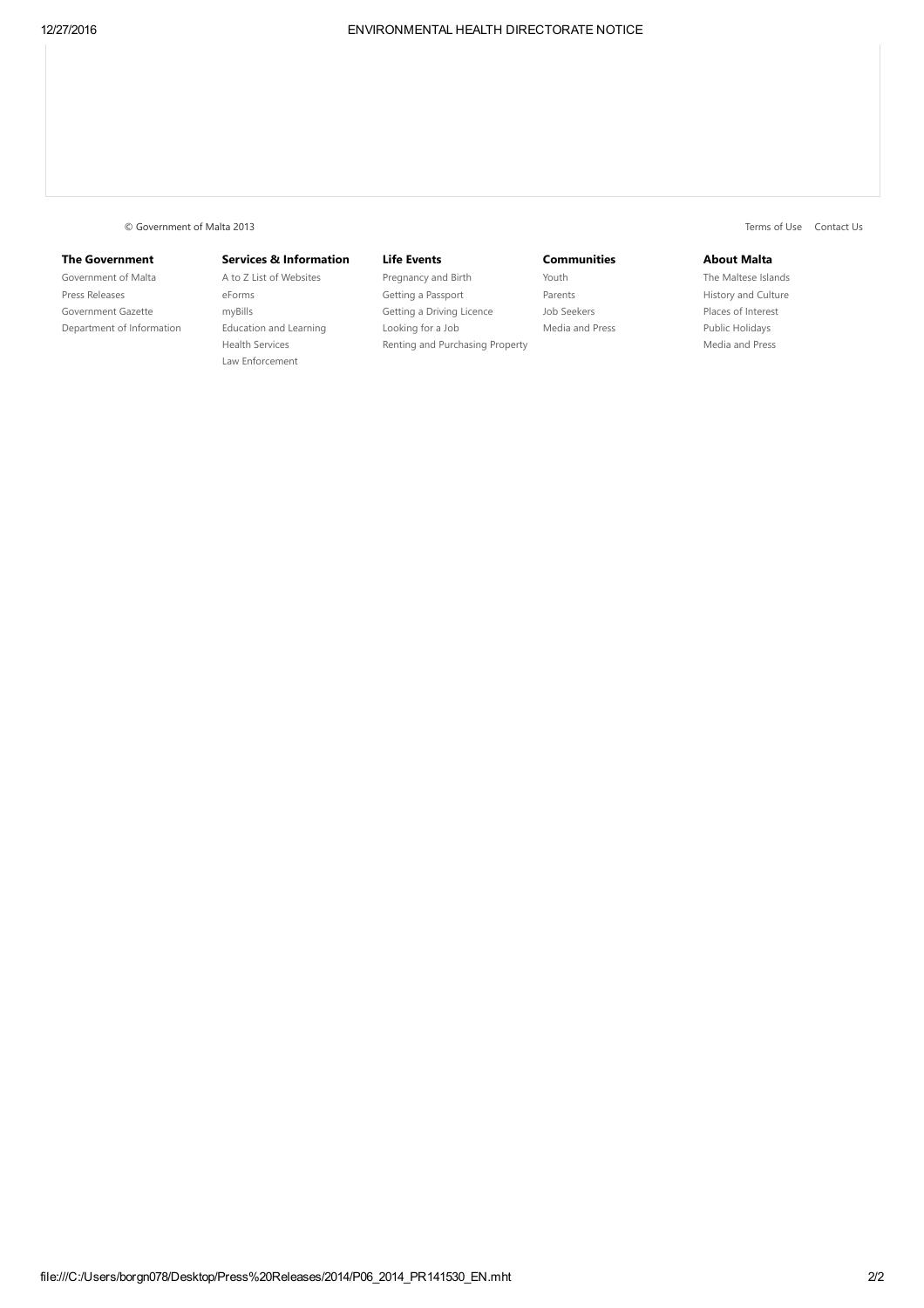© Government of Malta 2013

Terms of Use    Contact Us

**The Government**

Government of Malta
Press Releases
Government Gazette
Department of Information

**Services & Information**

A to Z List of Websites
eForms
myBills
Education and Learning
Health Services
Law Enforcement

**Life Events**

Pregnancy and Birth
Getting a Passport
Getting a Driving Licence
Looking for a Job
Renting and Purchasing Property

**Communities**

Youth
Parents
Job Seekers
Media and Press

**About Malta**

The Maltese Islands
History and Culture
Places of Interest
Public Holidays
Media and Press